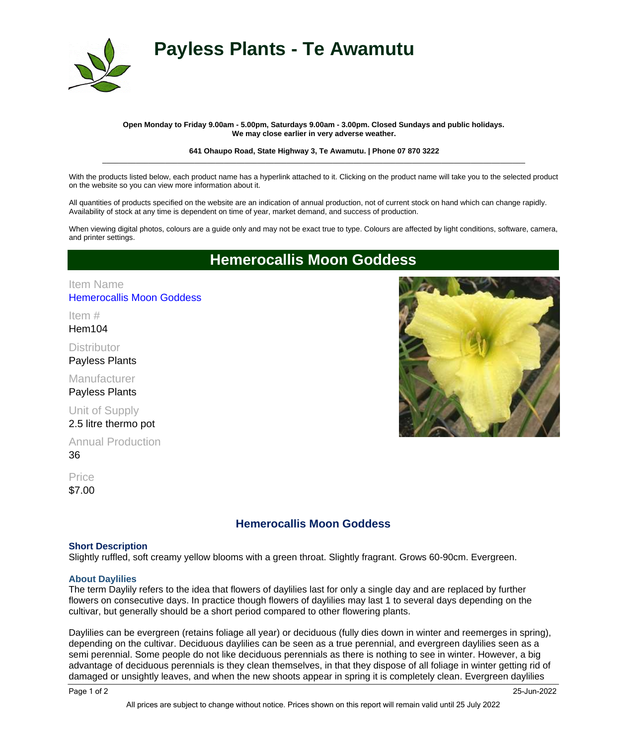# Payless Plants - Te Awamutu

**Open Monday to Friday 9.00am - 5.00pm, Saturdays 9.00am - 3.00pm. Closed Sundays and public holidays.**
**We may close earlier in very adverse weather.**

**641 Ohaupo Road, State Highway 3, Te Awamutu. | Phone 07 870 3222**

---

With the products listed below, each product name has a hyperlink attached to it. Clicking on the product name will take you to the selected product on the website so you can view more information about it.

All quantities of products specified on the website are an indication of annual production, not of current stock on hand which can change rapidly. Availability of stock at any time is dependent on time of year, market demand, and success of production.

When viewing digital photos, colours are a guide only and may not be exact true to type. Colours are affected by light conditions, software, camera, and printer settings.

## Hemerocallis Moon Goddess

Item Name
Hemerocallis Moon Goddess

Item #
Hem104

Distributor
Payless Plants

Manufacturer
Payless Plants

Unit of Supply
2.5 litre thermo pot

Annual Production
36

Price
$7.00

### Hemerocallis Moon Goddess

**Short Description**
Slightly ruffled, soft creamy yellow blooms with a green throat. Slightly fragrant. Grows 60-90cm. Evergreen.

**About Daylilies**
The term Daylily refers to the idea that flowers of daylilies last for only a single day and are replaced by further flowers on consecutive days. In practice though flowers of daylilies may last 1 to several days depending on the cultivar, but generally should be a short period compared to other flowering plants.

Daylilies can be evergreen (retains foliage all year) or deciduous (fully dies down in winter and reemerges in spring), depending on the cultivar. Deciduous daylilies can be seen as a true perennial, and evergreen daylilies seen as a semi perennial. Some people do not like deciduous perennials as there is nothing to see in winter. However, a big advantage of deciduous perennials is they clean themselves, in that they dispose of all foliage in winter getting rid of damaged or unsightly leaves, and when the new shoots appear in spring it is completely clean. Evergreen daylilies

All prices are subject to change without notice. Prices shown on this report will remain valid until 25 July 2022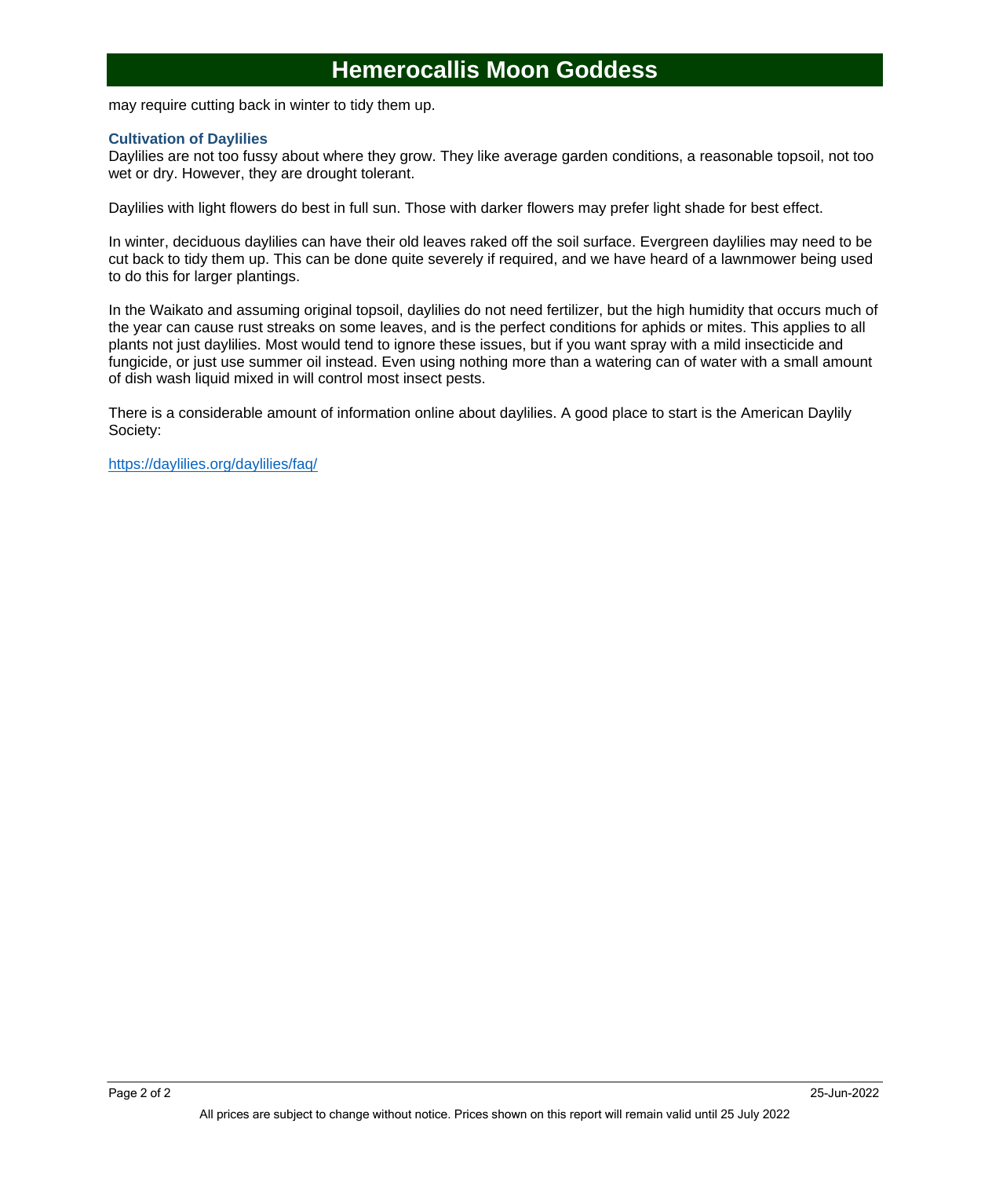may require cutting back in winter to tidy them up.

### Cultivation of Daylilies

Daylilies are not too fussy about where they grow. They like average garden conditions, a reasonable topsoil, not too wet or dry. However, they are drought tolerant.

Daylilies with light flowers do best in full sun. Those with darker flowers may prefer light shade for best effect.

In winter, deciduous daylilies can have their old leaves raked off the soil surface. Evergreen daylilies may need to be cut back to tidy them up. This can be done quite severely if required, and we have heard of a lawnmower being used to do this for larger plantings.

In the Waikato and assuming original topsoil, daylilies do not need fertilizer, but the high humidity that occurs much of the year can cause rust streaks on some leaves, and is the perfect conditions for aphids or mites. This applies to all plants not just daylilies. Most would tend to ignore these issues, but if you want spray with a mild insecticide and fungicide, or just use summer oil instead. Even using nothing more than a watering can of water with a small amount of dish wash liquid mixed in will control most insect pests.

There is a considerable amount of information online about daylilies. A good place to start is the American Daylily Society:

https://daylilies.org/daylilies/faq/

All prices are subject to change without notice. Prices shown on this report will remain valid until 25 July 2022